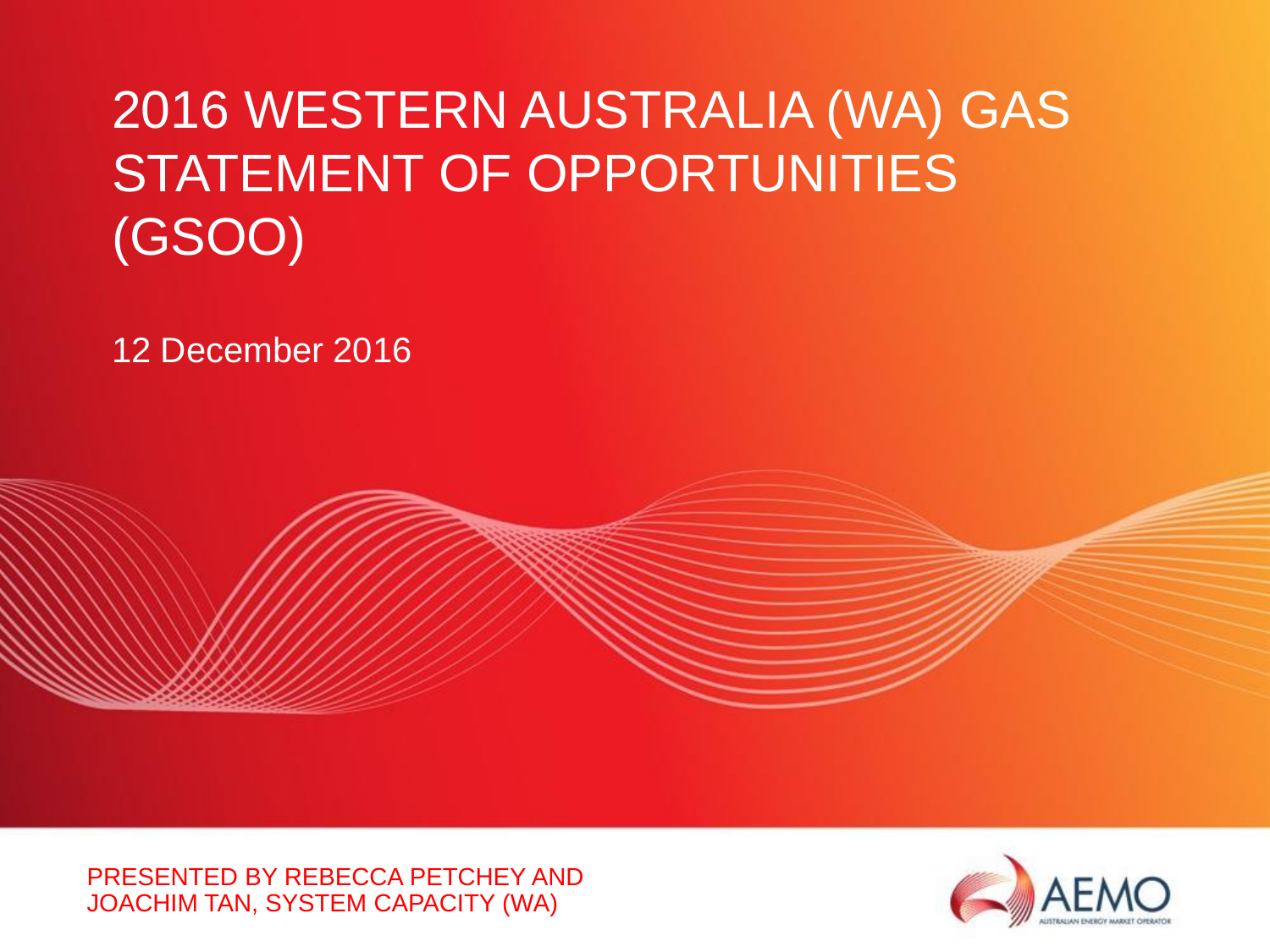# 2016 WESTERN AUSTRALIA (WA) GAS STATEMENT OF OPPORTUNITIES (GSOO)

12 December 2016

PRESENTED BY REBECCA PETCHEY AND JOACHIM TAN, SYSTEM CAPACITY (WA)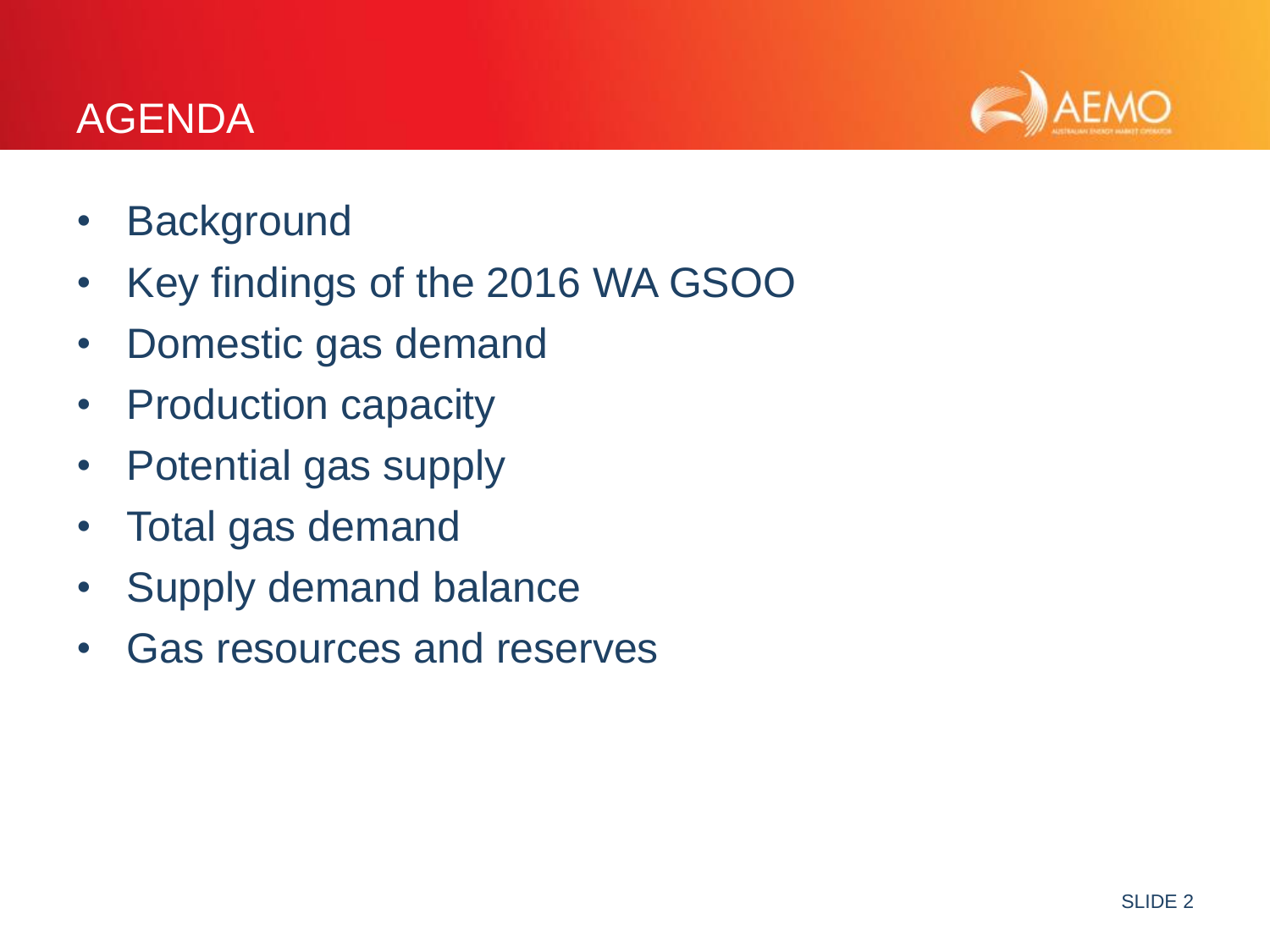# AGENDA

- Background
- Key findings of the 2016 WA GSOO
- Domestic gas demand
- Production capacity
- Potential gas supply
- Total gas demand
- Supply demand balance
- Gas resources and reserves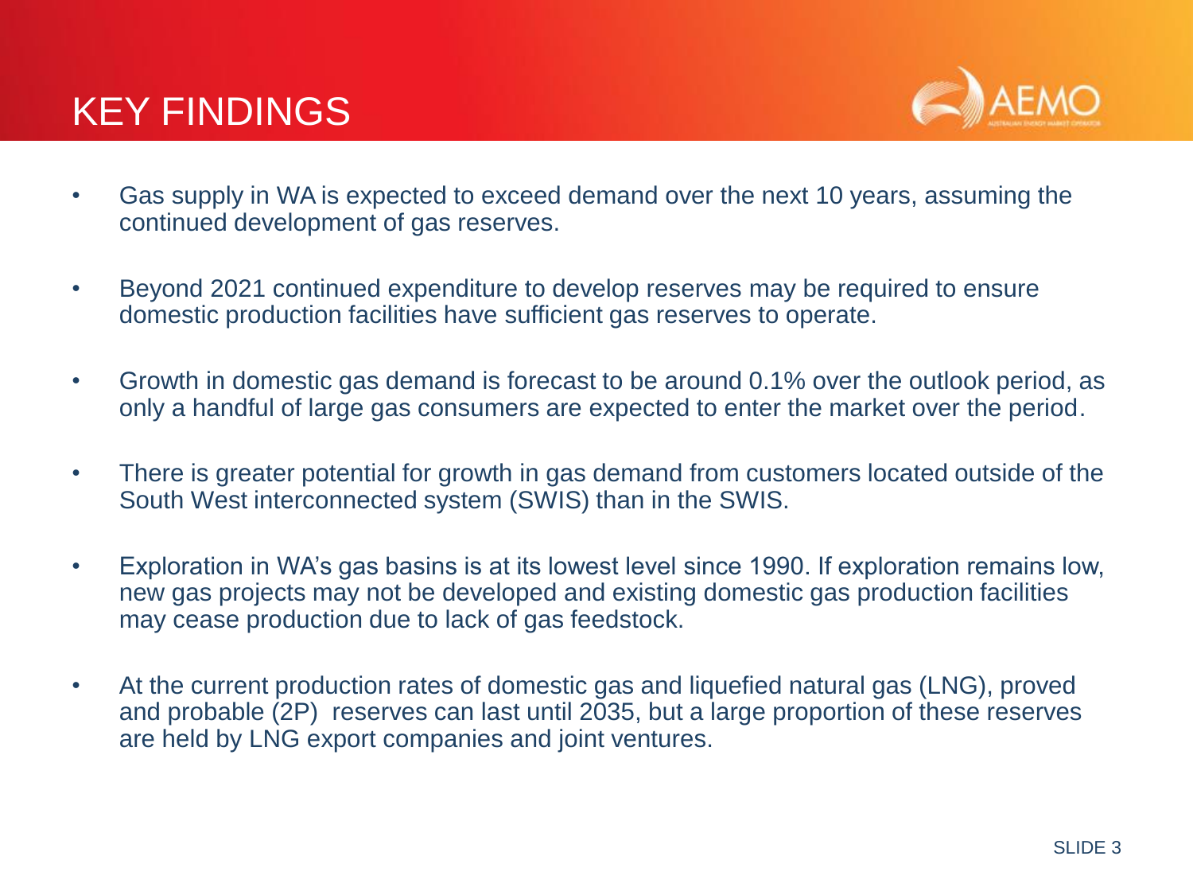# KEY FINDINGS

- Gas supply in WA is expected to exceed demand over the next 10 years, assuming the continued development of gas reserves.
- Beyond 2021 continued expenditure to develop reserves may be required to ensure domestic production facilities have sufficient gas reserves to operate.
- Growth in domestic gas demand is forecast to be around 0.1% over the outlook period, as only a handful of large gas consumers are expected to enter the market over the period.
- There is greater potential for growth in gas demand from customers located outside of the South West interconnected system (SWIS) than in the SWIS.
- Exploration in WA's gas basins is at its lowest level since 1990. If exploration remains low, new gas projects may not be developed and existing domestic gas production facilities may cease production due to lack of gas feedstock.
- At the current production rates of domestic gas and liquefied natural gas (LNG), proved and probable (2P) reserves can last until 2035, but a large proportion of these reserves are held by LNG export companies and joint ventures.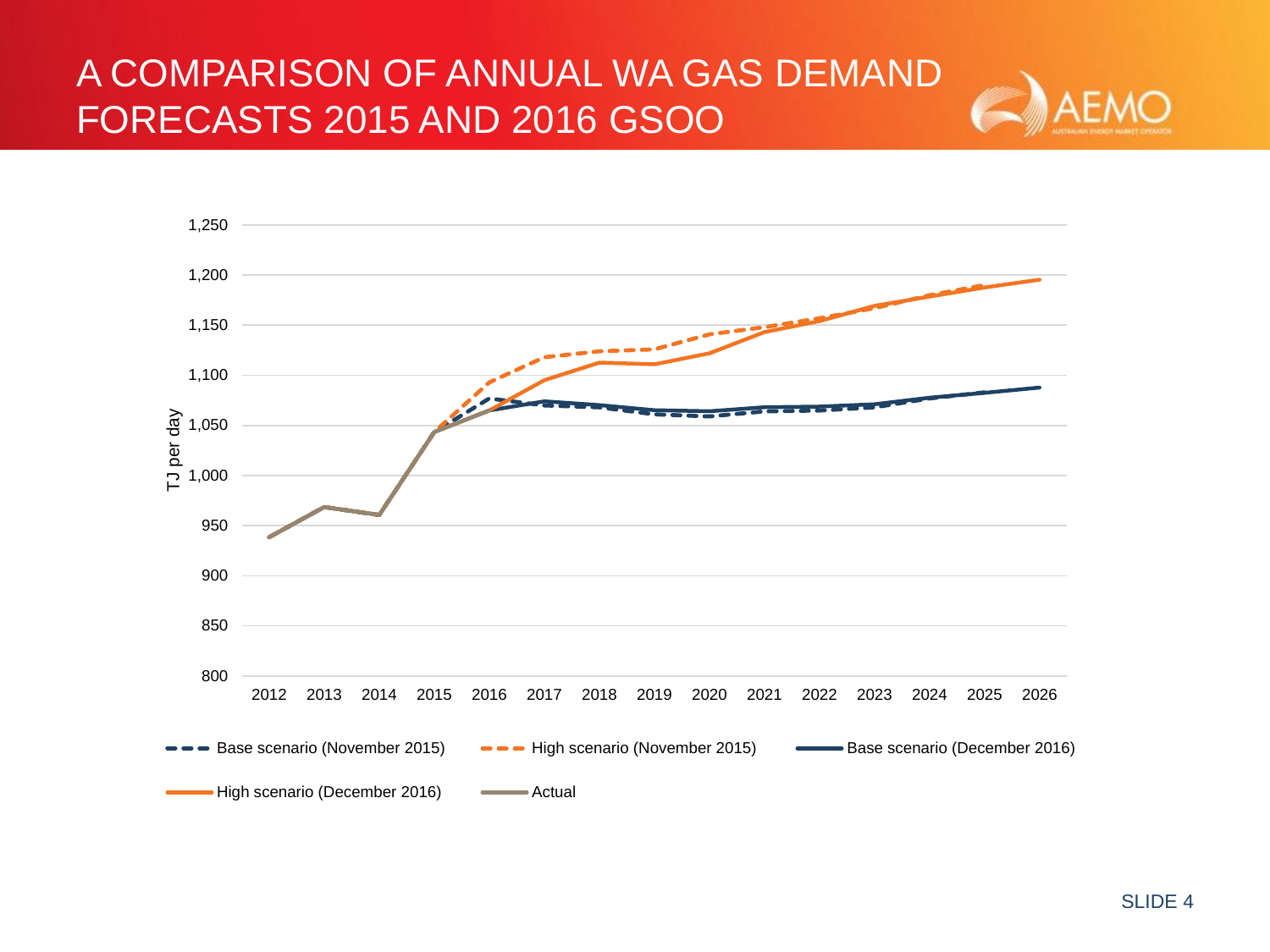# A COMPARISON OF ANNUAL WA GAS DEMAND FORECASTS 2015 AND 2016 GSOO

TJ per day

1,250
1,200
1,150
1,100
1,050
1,000
950
900
850
800

2012 2013 2014 2015 2016 2017 2018 2019 2020 2021 2022 2023 2024 2025 2026

Base scenario (November 2015) | High scenario (November 2015) | Base scenario (December 2016) | High scenario (December 2016) | Actual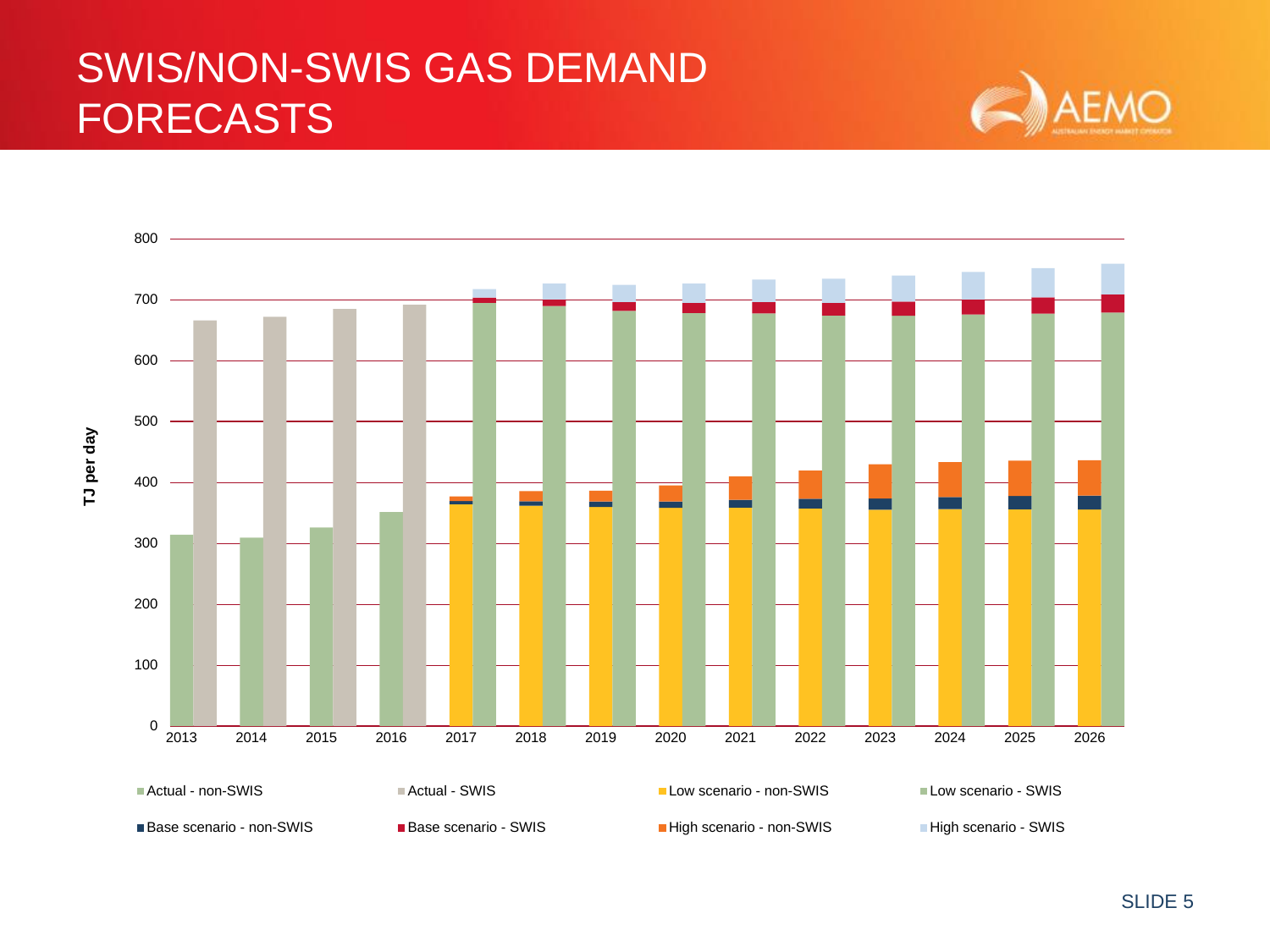# SWIS/NON-SWIS GAS DEMAND FORECASTS

TJ per day

0, 100, 200, 300, 400, 500, 600, 700, 800

2013, 2014, 2015, 2016, 2017, 2018, 2019, 2020, 2021, 2022, 2023, 2024, 2025, 2026

- Actual - non-SWIS
- Actual - SWIS
- Low scenario - non-SWIS
- Low scenario - SWIS
- Base scenario - non-SWIS
- Base scenario - SWIS
- High scenario - non-SWIS
- High scenario - SWIS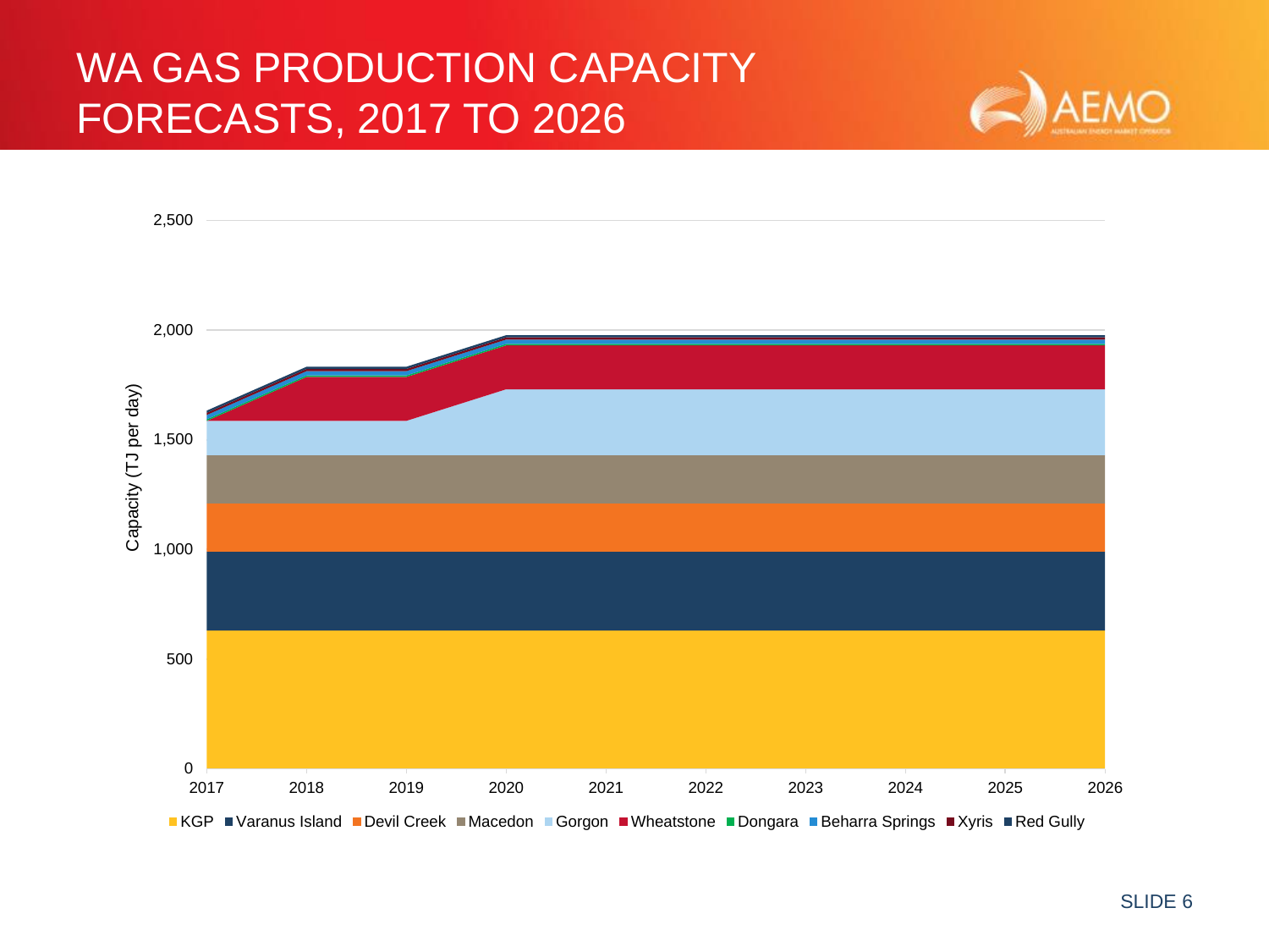# WA GAS PRODUCTION CAPACITY FORECASTS, 2017 TO 2026

Capacity (TJ per day)

2,500
2,000
1,500
1,000
500
0

2017 2018 2019 2020 2021 2022 2023 2024 2025 2026

KGP ■ Varanus Island ■ Devil Creek ■ Macedon ■ Gorgon ■ Wheatstone ■ Dongara ■ Beharra Springs ■ Xyris ■ Red Gully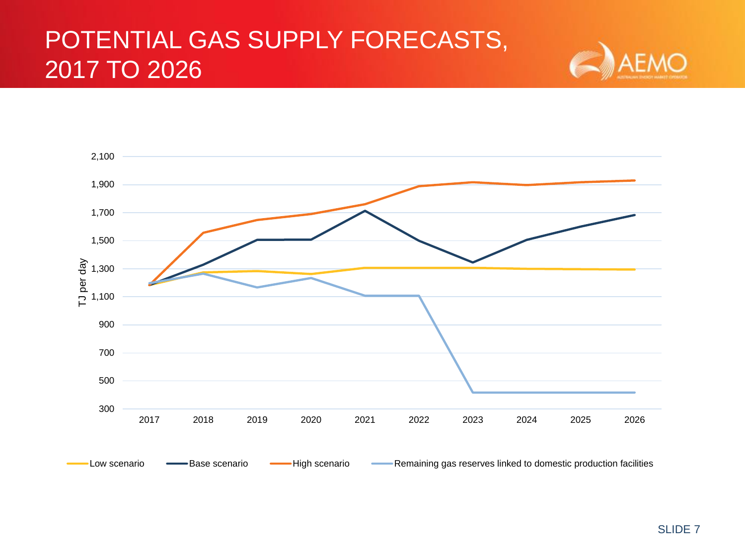# POTENTIAL GAS SUPPLY FORECASTS, 2017 TO 2026

TJ per day

2,100
1,900
1,700
1,500
1,300
1,100
900
700
500
300

2017 2018 2019 2020 2021 2022 2023 2024 2025 2026

Low scenario | Base scenario | High scenario | Remaining gas reserves linked to domestic production facilities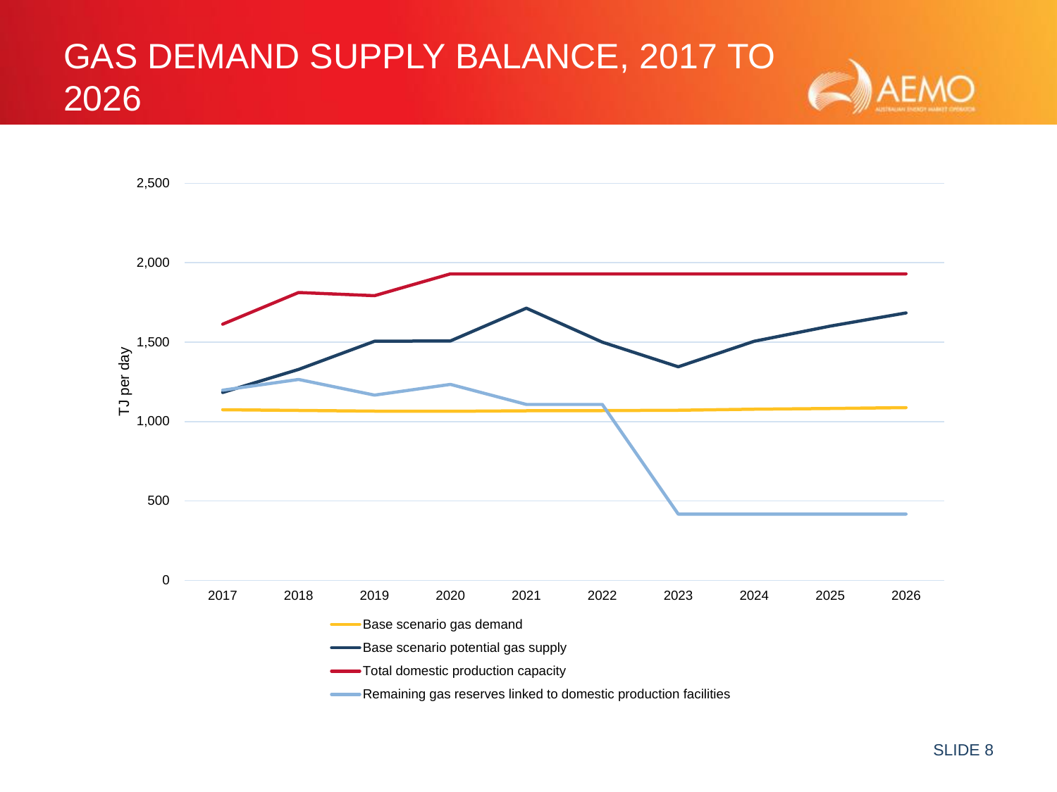# GAS DEMAND SUPPLY BALANCE, 2017 TO 2026

TJ per day

2,500

2,000

1,500

1,000

500

0

2017 2018 2019 2020 2021 2022 2023 2024 2025 2026

- Base scenario gas demand
- Base scenario potential gas supply
- Total domestic production capacity
- Remaining gas reserves linked to domestic production facilities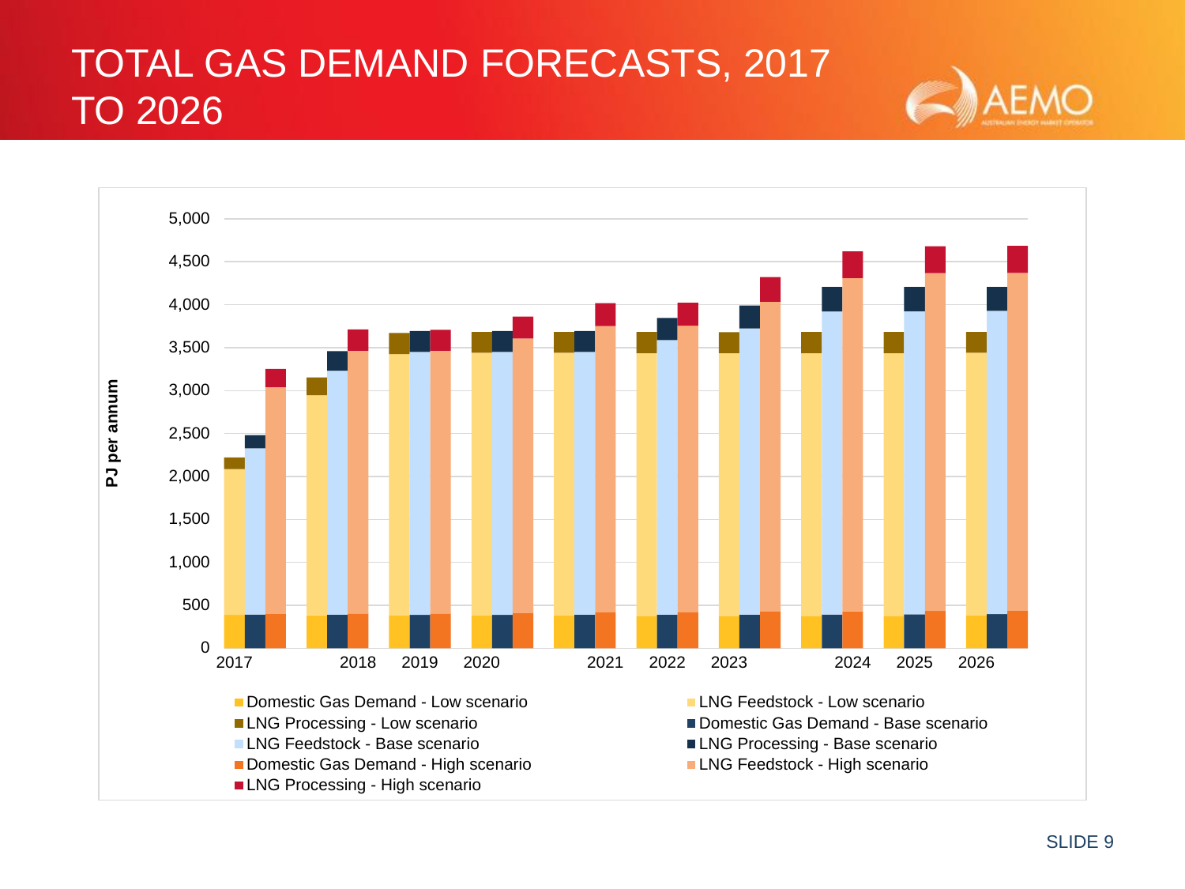# TOTAL GAS DEMAND FORECASTS, 2017 TO 2026

PJ per annum

5,000
4,500
4,000
3,500
3,000
2,500
2,000
1,500
1,000
500
0

2017 2018 2019 2020 2021 2022 2023 2024 2025 2026

- Domestic Gas Demand - Low scenario
- LNG Feedstock - Low scenario
- LNG Processing - Low scenario
- Domestic Gas Demand - Base scenario
- LNG Feedstock - Base scenario
- LNG Processing - Base scenario
- Domestic Gas Demand - High scenario
- LNG Feedstock - High scenario
- LNG Processing - High scenario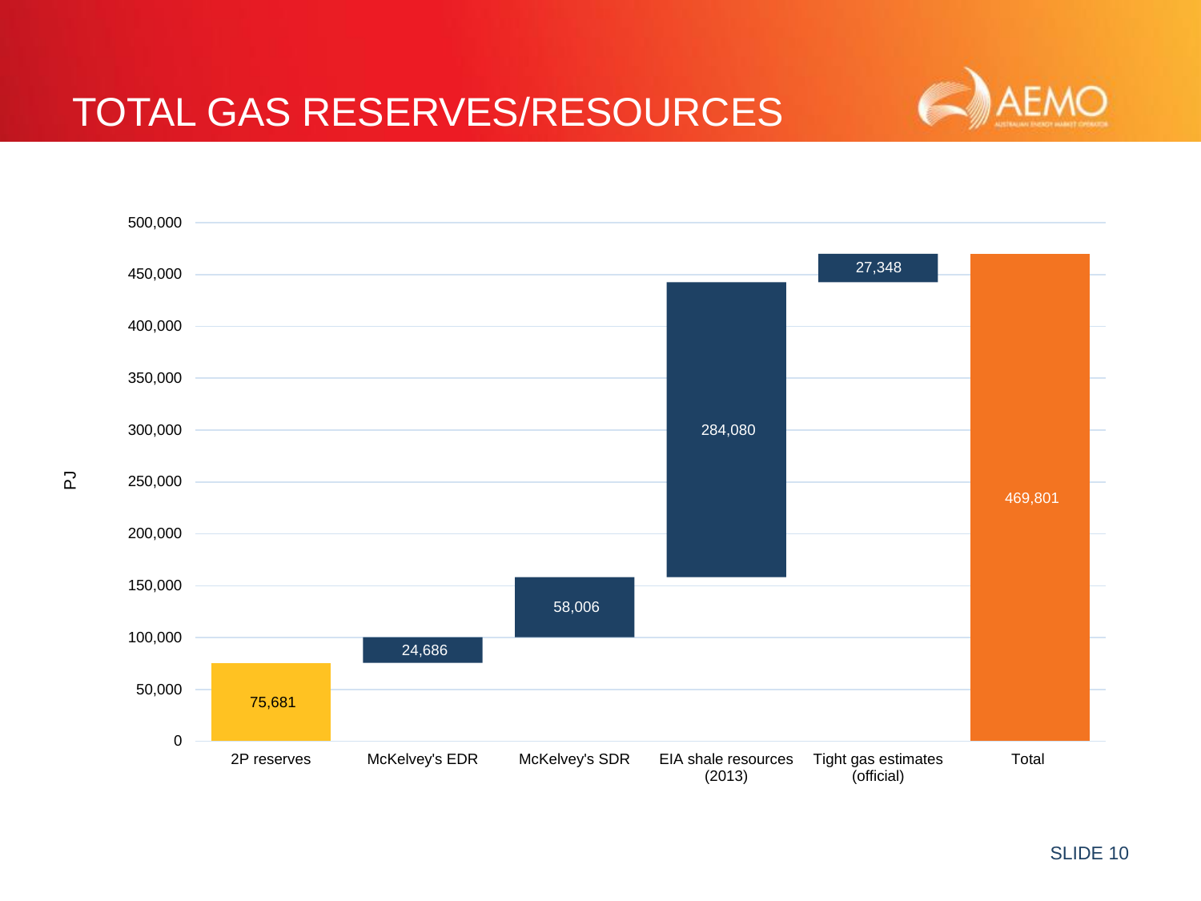# TOTAL GAS RESERVES/RESOURCES

| Category | PJ |
| --- | --- |
| 2P reserves | 75,681 |
| McKelvey's EDR | 24,686 |
| McKelvey's SDR | 58,006 |
| EIA shale resources (2013) | 284,080 |
| Tight gas estimates (official) | 27,348 |
| Total | 469,801 |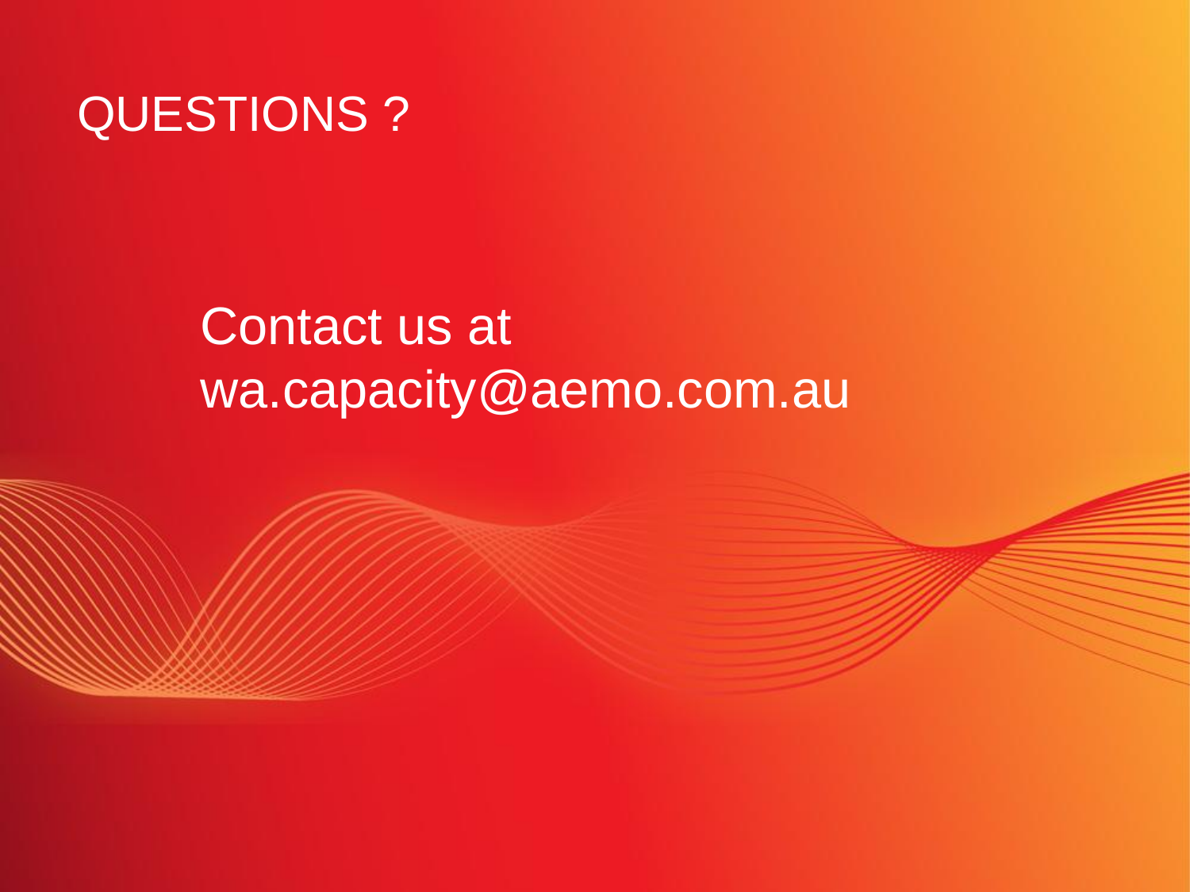# QUESTIONS ?

Contact us at
wa.capacity@aemo.com.au